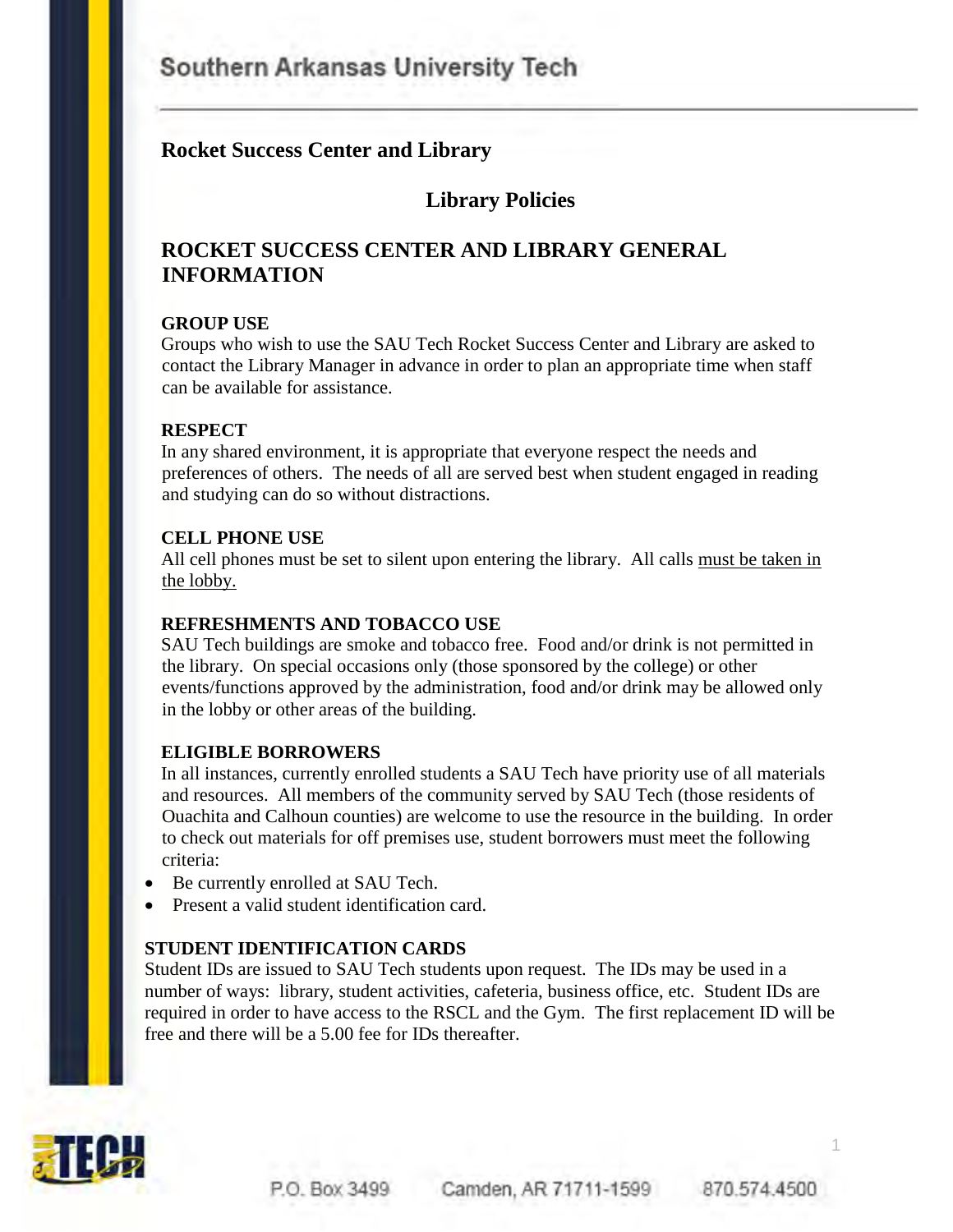Southern Arkansas University Tech

## Rocket Success Center and Library

## Library Policies

# ROCKET SUCCESS CENTER AND LIBRARY GENERAL INFORMATION

### GROUP USE

Groups who wish to use the SAU Tech Rocket Success Center and Library are asked to contact the Library Manager in advance in order to plan an appropriate time when staff can be available for assistance.

### RESPECT

In any shared environment, it is appropriate that everyone respect the needs and preferences of others. The needs of all are served best when student engaged in reading and studying can do so without distractions.

### CELL PHONE USE

All cell phones must be set to silent upon entering the library. All calls must be taken in the lobby.

### REFRESHMENTS AND TOBACCO USE

SAU Tech buildings are smoke and tobacco free. Food and/or drink is not permitted in the library. On special occasions only (those sponsored by the college) or other events/functions approved by the administration, food and/or drink may be allowed only in the lobby or other areas of the building.

### ELIGIBLE BORROWERS

In all instances, currently enrolled students a SAU Tech have priority use of all materials and resources. All members of the community served by SAU Tech (those residents of Ouachita and Calhoun counties) are welcome to use the resource in the building. In order to check out materials for off premises use, student borrowers must meet the following criteria:

- Be currently enrolled at SAU Tech.
- Present a valid student identification card.

### STUDENT IDENTIFICATION CARDS

Student IDs are issued to SAU Tech students upon request. The IDs may be used in a number of ways: library, student activities, cafeteria, business office, etc. Student IDs are required in order to have access to the RSCL and the Gym. The first replacement ID will be free and there will be a 5.00 fee for IDs thereafter.

P.O. Box 3499 Camden, AR 71711-1599 870.574.4500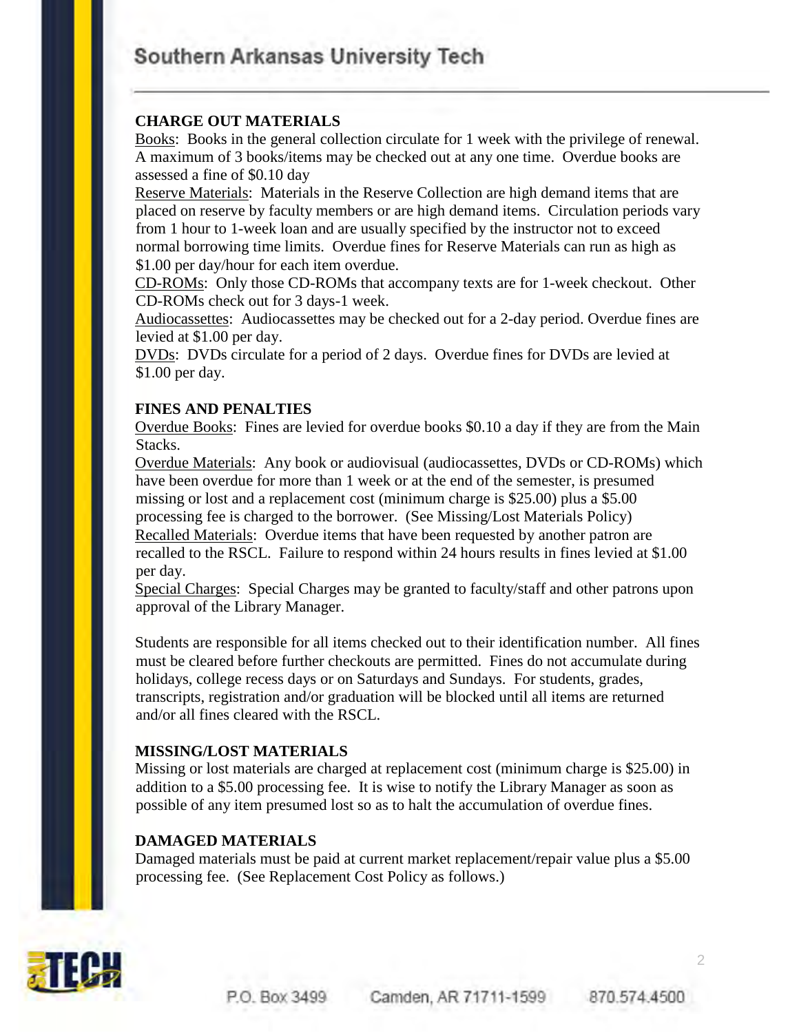## CHARGE OUT MATERIALS

Books: Books in the general collection circulate for 1 week with the privilege of renewal. A maximum of 3 books/items may be checked out at any one time. Overdue books are assessed a fine of $0.10 day

Reserve Materials: Materials in the Reserve Collection are high demand items that are placed on reserve by faculty members or are high demand items. Circulation periods vary from 1 hour to 1-week loan and are usually specified by the instructor not to exceed normal borrowing time limits. Overdue fines for Reserve Materials can run as high as $1.00 per day/hour for each item overdue.

CD-ROMs: Only those CD-ROMs that accompany texts are for 1-week checkout. Other CD-ROMs check out for 3 days-1 week.

Audiocassettes: Audiocassettes may be checked out for a 2-day period. Overdue fines are levied at $1.00 per day.

DVDs: DVDs circulate for a period of 2 days. Overdue fines for DVDs are levied at $1.00 per day.

## FINES AND PENALTIES

Overdue Books: Fines are levied for overdue books $0.10 a day if they are from the Main Stacks.

Overdue Materials: Any book or audiovisual (audiocassettes, DVDs or CD-ROMs) which have been overdue for more than 1 week or at the end of the semester, is presumed missing or lost and a replacement cost (minimum charge is $25.00) plus a $5.00 processing fee is charged to the borrower. (See Missing/Lost Materials Policy)

Recalled Materials: Overdue items that have been requested by another patron are recalled to the RSCL. Failure to respond within 24 hours results in fines levied at $1.00 per day.

Special Charges: Special Charges may be granted to faculty/staff and other patrons upon approval of the Library Manager.

Students are responsible for all items checked out to their identification number. All fines must be cleared before further checkouts are permitted. Fines do not accumulate during holidays, college recess days or on Saturdays and Sundays. For students, grades, transcripts, registration and/or graduation will be blocked until all items are returned and/or all fines cleared with the RSCL.

## MISSING/LOST MATERIALS

Missing or lost materials are charged at replacement cost (minimum charge is $25.00) in addition to a $5.00 processing fee. It is wise to notify the Library Manager as soon as possible of any item presumed lost so as to halt the accumulation of overdue fines.

## DAMAGED MATERIALS

Damaged materials must be paid at current market replacement/repair value plus a $5.00 processing fee. (See Replacement Cost Policy as follows.)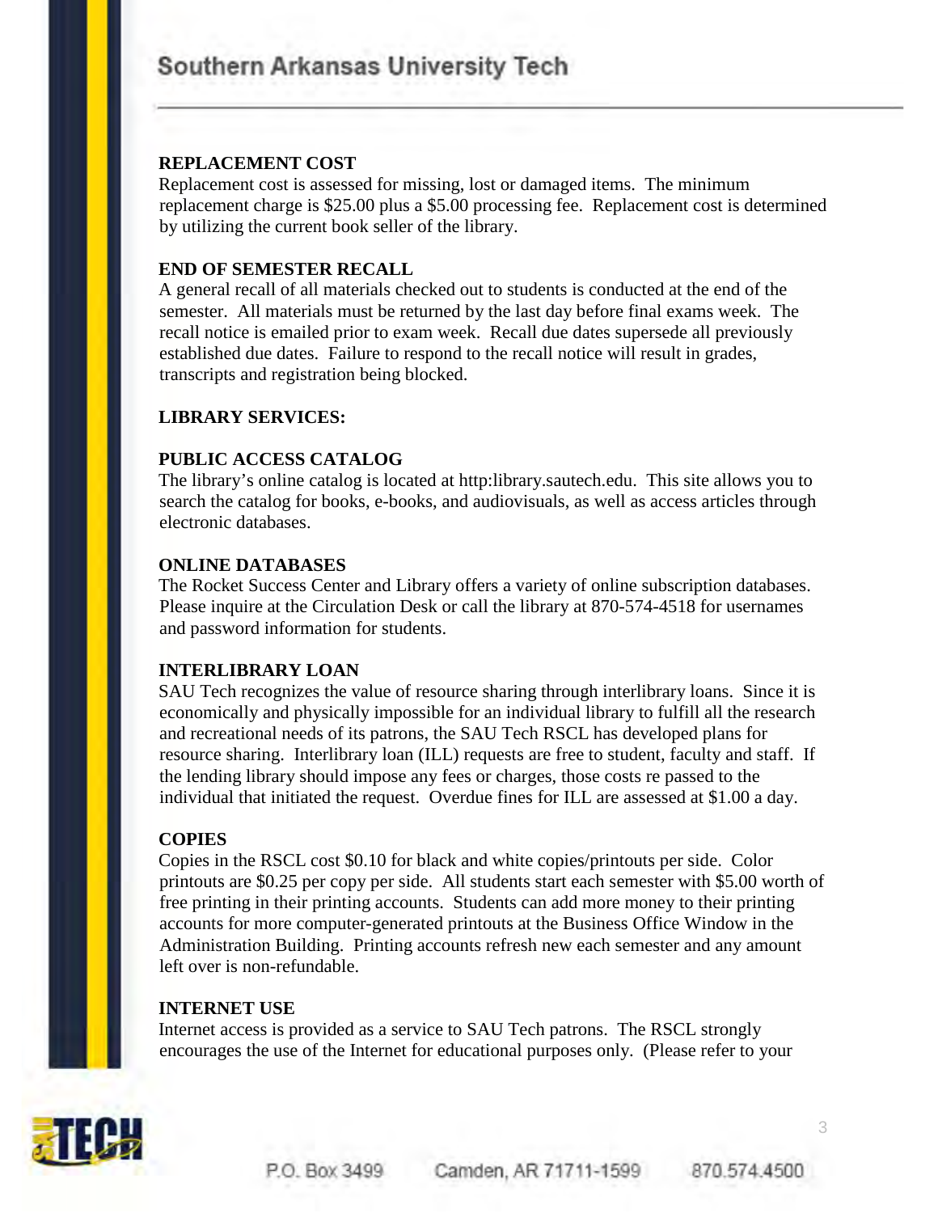**REPLACEMENT COST**

Replacement cost is assessed for missing, lost or damaged items. The minimum replacement charge is $25.00 plus a $5.00 processing fee. Replacement cost is determined by utilizing the current book seller of the library.

**END OF SEMESTER RECALL**

A general recall of all materials checked out to students is conducted at the end of the semester. All materials must be returned by the last day before final exams week. The recall notice is emailed prior to exam week. Recall due dates supersede all previously established due dates. Failure to respond to the recall notice will result in grades, transcripts and registration being blocked.

**LIBRARY SERVICES:**

**PUBLIC ACCESS CATALOG**

The library's online catalog is located at http:library.sautech.edu. This site allows you to search the catalog for books, e-books, and audiovisuals, as well as access articles through electronic databases.

**ONLINE DATABASES**

The Rocket Success Center and Library offers a variety of online subscription databases. Please inquire at the Circulation Desk or call the library at 870-574-4518 for usernames and password information for students.

**INTERLIBRARY LOAN**

SAU Tech recognizes the value of resource sharing through interlibrary loans. Since it is economically and physically impossible for an individual library to fulfill all the research and recreational needs of its patrons, the SAU Tech RSCL has developed plans for resource sharing. Interlibrary loan (ILL) requests are free to student, faculty and staff. If the lending library should impose any fees or charges, those costs re passed to the individual that initiated the request. Overdue fines for ILL are assessed at $1.00 a day.

**COPIES**

Copies in the RSCL cost $0.10 for black and white copies/printouts per side. Color printouts are $0.25 per copy per side. All students start each semester with $5.00 worth of free printing in their printing accounts. Students can add more money to their printing accounts for more computer-generated printouts at the Business Office Window in the Administration Building. Printing accounts refresh new each semester and any amount left over is non-refundable.

**INTERNET USE**

Internet access is provided as a service to SAU Tech patrons. The RSCL strongly encourages the use of the Internet for educational purposes only. (Please refer to your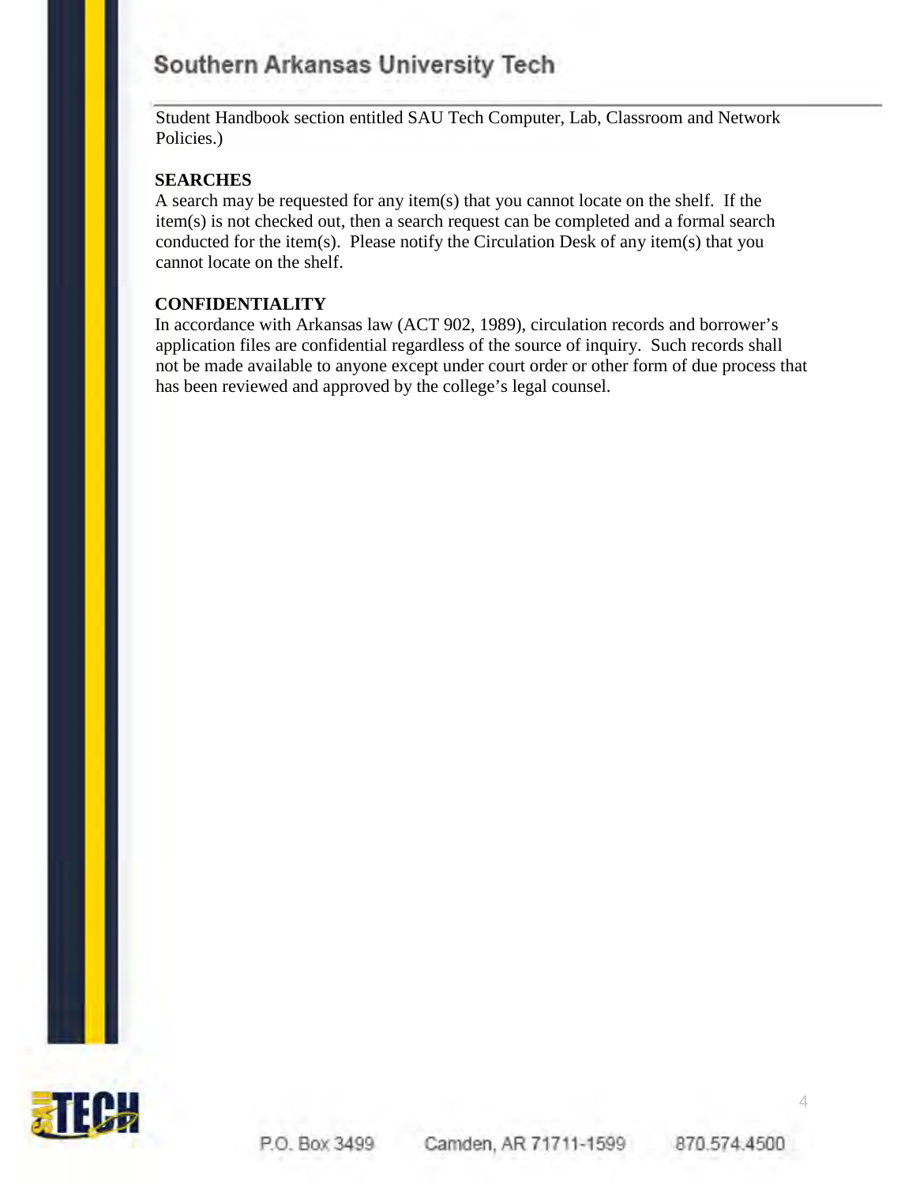Student Handbook section entitled SAU Tech Computer, Lab, Classroom and Network Policies.)

**SEARCHES**

A search may be requested for any item(s) that you cannot locate on the shelf. If the item(s) is not checked out, then a search request can be completed and a formal search conducted for the item(s). Please notify the Circulation Desk of any item(s) that you cannot locate on the shelf.

**CONFIDENTIALITY**

In accordance with Arkansas law (ACT 902, 1989), circulation records and borrower's application files are confidential regardless of the source of inquiry. Such records shall not be made available to anyone except under court order or other form of due process that has been reviewed and approved by the college's legal counsel.